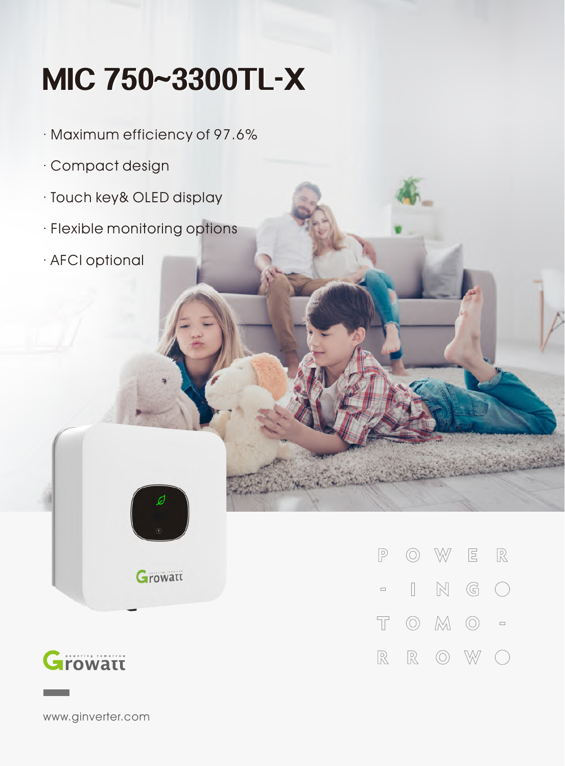# MIC 750~3300TL-X

- Maximum efficiency of 97.6%
- Compact design
- Touch key& OLED display
- Flexible monitoring options
- AFCI optional

POWERING TOMORROW

Growatt

www.ginverter.com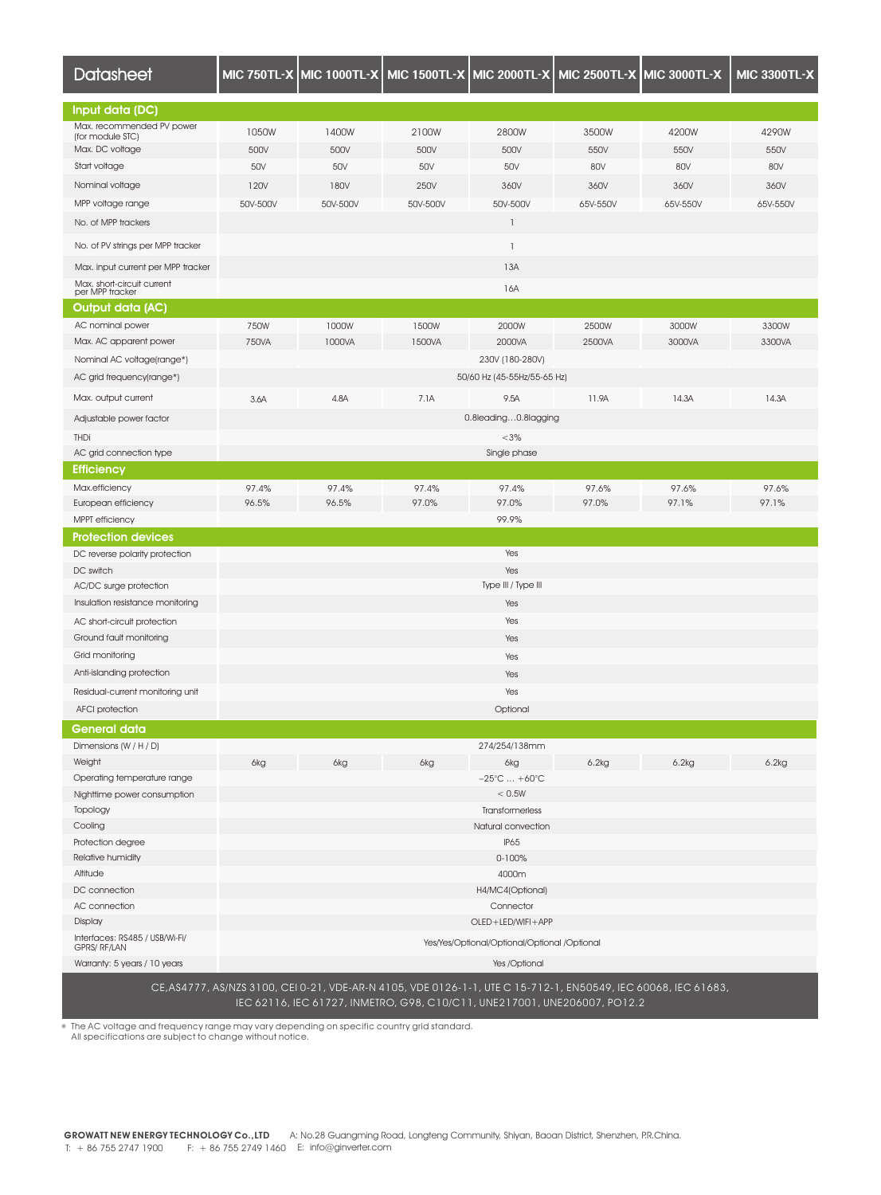| Datasheet | MIC 750TL-X | MIC 1000TL-X | MIC 1500TL-X | MIC 2000TL-X | MIC 2500TL-X | MIC 3000TL-X | MIC 3300TL-X |
|---|---|---|---|---|---|---|---|
| **Input data (DC)** | | | | | | | |
| Max. recommended PV power (for module STC) | 1050W | 1400W | 2100W | 2800W | 3500W | 4200W | 4290W |
| Max. DC voltage | 500V | 500V | 500V | 500V | 550V | 550V | 550V |
| Start voltage | 50V | 50V | 50V | 50V | 80V | 80V | 80V |
| Nominal voltage | 120V | 180V | 250V | 360V | 360V | 360V | 360V |
| MPP voltage range | 50V-500V | 50V-500V | 50V-500V | 50V-500V | 65V-550V | 65V-550V | 65V-550V |
| No. of MPP trackers | 1 | | | | | | |
| No. of PV strings per MPP tracker | 1 | | | | | | |
| Max. input current per MPP tracker | 13A | | | | | | |
| Max. short-circuit current per MPP tracker | 16A | | | | | | |
| **Output data (AC)** | | | | | | | |
| AC nominal power | 750W | 1000W | 1500W | 2000W | 2500W | 3000W | 3300W |
| Max. AC apparent power | 750VA | 1000VA | 1500VA | 2000VA | 2500VA | 3000VA | 3300VA |
| Nominal AC voltage(range*) | 230V (180-280V) | | | | | | |
| AC grid frequency(range*) | 50/60 Hz (45-55Hz/55-65 Hz) | | | | | | |
| Max. output current | 3.6A | 4.8A | 7.1A | 9.5A | 11.9A | 14.3A | 14.3A |
| Adjustable power factor | 0.8leading…0.8lagging | | | | | | |
| THDi | <3% | | | | | | |
| AC grid connection type | Single phase | | | | | | |
| **Efficiency** | | | | | | | |
| Max.efficiency | 97.4% | 97.4% | 97.4% | 97.4% | 97.6% | 97.6% | 97.6% |
| European efficiency | 96.5% | 96.5% | 97.0% | 97.0% | 97.0% | 97.1% | 97.1% |
| MPPT efficiency | 99.9% | | | | | | |
| **Protection devices** | | | | | | | |
| DC reverse polarity protection | Yes | | | | | | |
| DC switch | Yes | | | | | | |
| AC/DC surge protection | Type III / Type III | | | | | | |
| Insulation resistance monitoring | Yes | | | | | | |
| AC short-circuit protection | Yes | | | | | | |
| Ground fault monitoring | Yes | | | | | | |
| Grid monitoring | Yes | | | | | | |
| Anti-islanding protection | Yes | | | | | | |
| Residual-current monitoring unit | Yes | | | | | | |
| AFCI protection | Optional | | | | | | |
| **General data** | | | | | | | |
| Dimensions (W / H / D) | 274/254/138mm | | | | | | |
| Weight | 6kg | 6kg | 6kg | 6kg | 6.2kg | 6.2kg | 6.2kg |
| Operating temperature range | –25°C … +60°C | | | | | | |
| Nighttime power consumption | < 0.5W | | | | | | |
| Topology | Transformerless | | | | | | |
| Cooling | Natural convection | | | | | | |
| Protection degree | IP65 | | | | | | |
| Relative humidity | 0-100% | | | | | | |
| Altitude | 4000m | | | | | | |
| DC connection | H4/MC4(Optional) | | | | | | |
| AC connection | Connector | | | | | | |
| Display | OLED+LED/WIFI+APP | | | | | | |
| Interfaces: RS485 / USB/Wi-Fi/ GPRS/ RF/LAN | Yes/Yes/Optional/Optional/Optional /Optional | | | | | | |
| Warranty: 5 years / 10 years | Yes /Optional | | | | | | |

CE,AS4777, AS/NZS 3100, CEI 0-21, VDE-AR-N 4105, VDE 0126-1-1, UTE C 15-712-1, EN50549, IEC 60068, IEC 61683, IEC 62116, IEC 61727, INMETRO, G98, C10/C11, UNE217001, UNE206007, PO12.2

* The AC voltage and frequency range may vary depending on specific country grid standard.
All specifications are subject to change without notice.

**GROWATT NEW ENERGY TECHNOLOGY Co.,LTD** A: No.28 Guangming Road, Longteng Community, Shiyan, Baoan District, Shenzhen, P.R.China.
T: + 86 755 2747 1900 F: + 86 755 2749 1460 E: info@ginverter.com